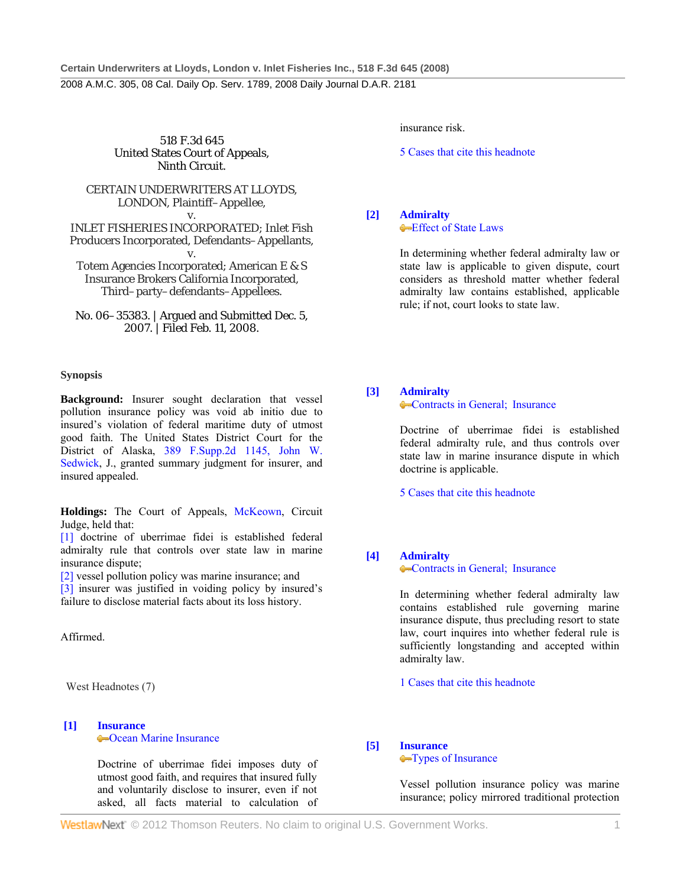518 F.3d 645
United States Court of Appeals,
Ninth Circuit.

CERTAIN UNDERWRITERS AT LLOYDS, LONDON, Plaintiff–Appellee,
v.
INLET FISHERIES INCORPORATED; Inlet Fish Producers Incorporated, Defendants–Appellants,
v.
Totem Agencies Incorporated; American E & S Insurance Brokers California Incorporated, Third–party–defendants–Appellees.

No. 06–35383. | Argued and Submitted Dec. 5, 2007. | Filed Feb. 11, 2008.

**Synopsis**

**Background:** Insurer sought declaration that vessel pollution insurance policy was void ab initio due to insured's violation of federal maritime duty of utmost good faith. The United States District Court for the District of Alaska, 389 F.Supp.2d 1145, John W. Sedwick, J., granted summary judgment for insurer, and insured appealed.

**Holdings:** The Court of Appeals, McKeown, Circuit Judge, held that:
[1] doctrine of uberrimae fidei is established federal admiralty rule that controls over state law in marine insurance dispute;
[2] vessel pollution policy was marine insurance; and
[3] insurer was justified in voiding policy by insured's failure to disclose material facts about its loss history.

Affirmed.

West Headnotes (7)

**[1] Insurance**
Ocean Marine Insurance

Doctrine of uberrimae fidei imposes duty of utmost good faith, and requires that insured fully and voluntarily disclose to insurer, even if not asked, all facts material to calculation of insurance risk.

5 Cases that cite this headnote

**[2] Admiralty**
Effect of State Laws

In determining whether federal admiralty law or state law is applicable to given dispute, court considers as threshold matter whether federal admiralty law contains established, applicable rule; if not, court looks to state law.

**[3] Admiralty**
Contracts in General; Insurance

Doctrine of uberrimae fidei is established federal admiralty rule, and thus controls over state law in marine insurance dispute in which doctrine is applicable.

5 Cases that cite this headnote

**[4] Admiralty**
Contracts in General; Insurance

In determining whether federal admiralty law contains established rule governing marine insurance dispute, thus precluding resort to state law, court inquires into whether federal rule is sufficiently longstanding and accepted within admiralty law.

1 Cases that cite this headnote

**[5] Insurance**
Types of Insurance

Vessel pollution insurance policy was marine insurance; policy mirrored traditional protection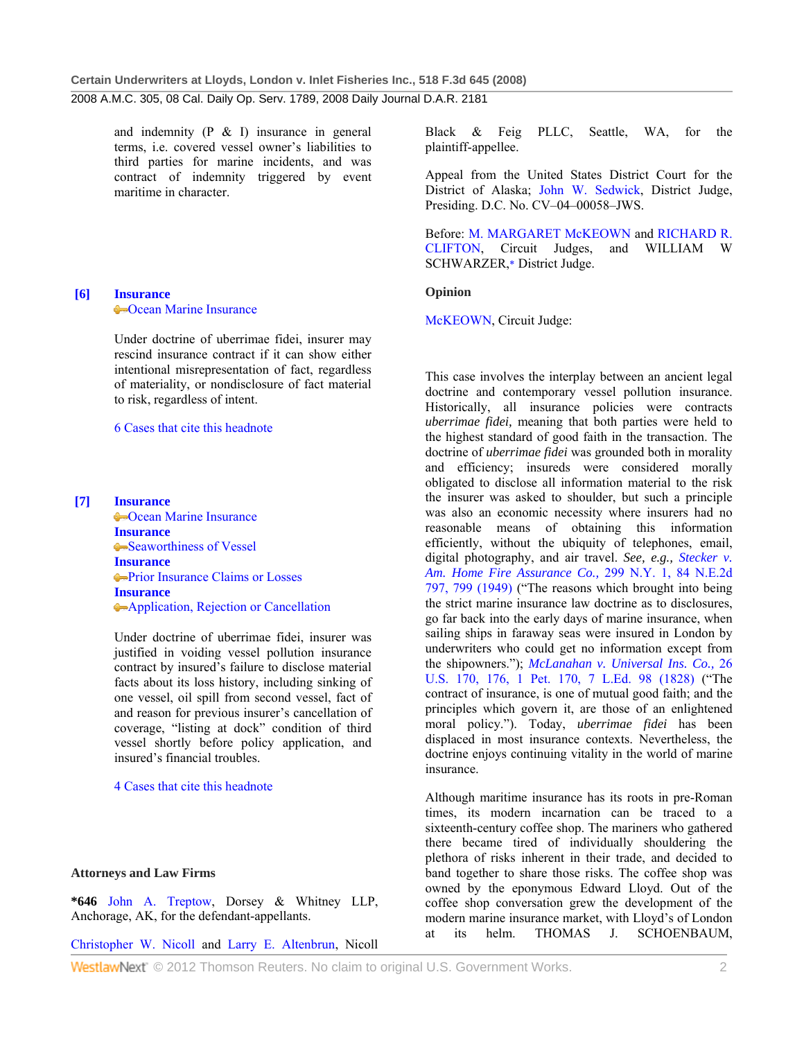and indemnity (P & I) insurance in general terms, i.e. covered vessel owner's liabilities to third parties for marine incidents, and was contract of indemnity triggered by event maritime in character.

**[6]** **Insurance**
Ocean Marine Insurance

Under doctrine of uberrimae fidei, insurer may rescind insurance contract if it can show either intentional misrepresentation of fact, regardless of materiality, or nondisclosure of fact material to risk, regardless of intent.

6 Cases that cite this headnote

**[7]** **Insurance**
Ocean Marine Insurance
**Insurance**
Seaworthiness of Vessel
**Insurance**
Prior Insurance Claims or Losses
**Insurance**
Application, Rejection or Cancellation

Under doctrine of uberrimae fidei, insurer was justified in voiding vessel pollution insurance contract by insured's failure to disclose material facts about its loss history, including sinking of one vessel, oil spill from second vessel, fact of and reason for previous insurer's cancellation of coverage, "listing at dock" condition of third vessel shortly before policy application, and insured's financial troubles.

4 Cases that cite this headnote

## Attorneys and Law Firms

***646** John A. Treptow, Dorsey & Whitney LLP, Anchorage, AK, for the defendant-appellants.

Christopher W. Nicoll and Larry E. Altenbrun, Nicoll Black & Feig PLLC, Seattle, WA, for the plaintiff-appellee.

Appeal from the United States District Court for the District of Alaska; John W. Sedwick, District Judge, Presiding. D.C. No. CV–04–00058–JWS.

Before: M. MARGARET McKEOWN and RICHARD R. CLIFTON, Circuit Judges, and WILLIAM W SCHWARZER,* District Judge.

## Opinion

McKEOWN, Circuit Judge:

This case involves the interplay between an ancient legal doctrine and contemporary vessel pollution insurance. Historically, all insurance policies were contracts *uberrimae fidei,* meaning that both parties were held to the highest standard of good faith in the transaction. The doctrine of *uberrimae fidei* was grounded both in morality and efficiency; insureds were considered morally obligated to disclose all information material to the risk the insurer was asked to shoulder, but such a principle was also an economic necessity where insurers had no reasonable means of obtaining this information efficiently, without the ubiquity of telephones, email, digital photography, and air travel. *See, e.g., Stecker v. Am. Home Fire Assurance Co.,* 299 N.Y. 1, 84 N.E.2d 797, 799 (1949) ("The reasons which brought into being the strict marine insurance law doctrine as to disclosures, go far back into the early days of marine insurance, when sailing ships in faraway seas were insured in London by underwriters who could get no information except from the shipowners."); *McLanahan v. Universal Ins. Co.,* 26 U.S. 170, 176, 1 Pet. 170, 7 L.Ed. 98 (1828) ("The contract of insurance, is one of mutual good faith; and the principles which govern it, are those of an enlightened moral policy."). Today, *uberrimae fidei* has been displaced in most insurance contexts. Nevertheless, the doctrine enjoys continuing vitality in the world of marine insurance.

Although maritime insurance has its roots in pre-Roman times, its modern incarnation can be traced to a sixteenth-century coffee shop. The mariners who gathered there became tired of individually shouldering the plethora of risks inherent in their trade, and decided to band together to share those risks. The coffee shop was owned by the eponymous Edward Lloyd. Out of the coffee shop conversation grew the development of the modern marine insurance market, with Lloyd's of London at its helm. THOMAS J. SCHOENBAUM,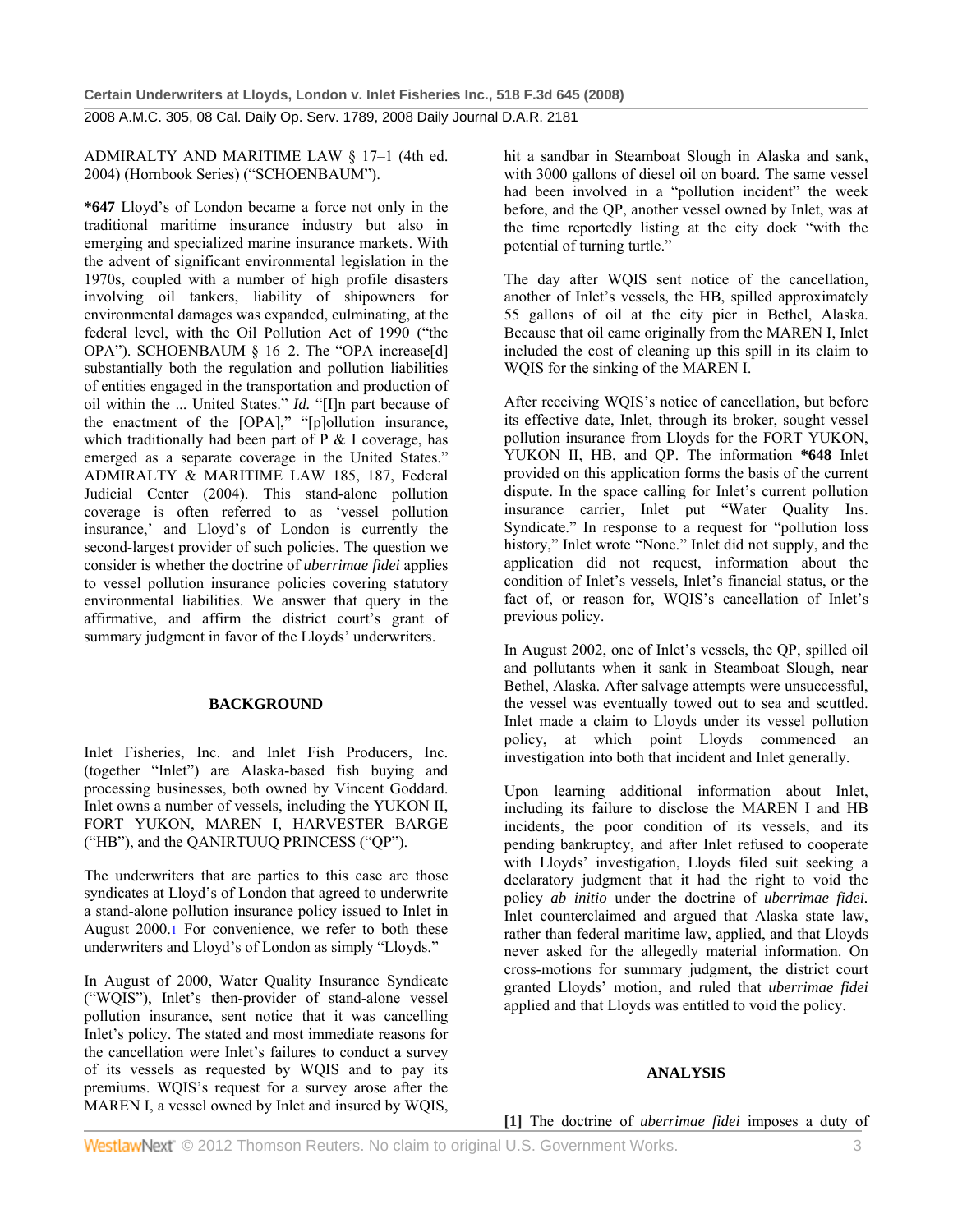ADMIRALTY AND MARITIME LAW § 17–1 (4th ed. 2004) (Hornbook Series) ("SCHOENBAUM").

**\*647** Lloyd's of London became a force not only in the traditional maritime insurance industry but also in emerging and specialized marine insurance markets. With the advent of significant environmental legislation in the 1970s, coupled with a number of high profile disasters involving oil tankers, liability of shipowners for environmental damages was expanded, culminating, at the federal level, with the Oil Pollution Act of 1990 ("the OPA"). SCHOENBAUM § 16–2. The "OPA increase[d] substantially both the regulation and pollution liabilities of entities engaged in the transportation and production of oil within the ... United States." *Id.* "[I]n part because of the enactment of the [OPA]," "[p]ollution insurance, which traditionally had been part of P & I coverage, has emerged as a separate coverage in the United States." ADMIRALTY & MARITIME LAW 185, 187, Federal Judicial Center (2004). This stand-alone pollution coverage is often referred to as 'vessel pollution insurance,' and Lloyd's of London is currently the second-largest provider of such policies. The question we consider is whether the doctrine of *uberrimae fidei* applies to vessel pollution insurance policies covering statutory environmental liabilities. We answer that query in the affirmative, and affirm the district court's grant of summary judgment in favor of the Lloyds' underwriters.

## BACKGROUND

Inlet Fisheries, Inc. and Inlet Fish Producers, Inc. (together "Inlet") are Alaska-based fish buying and processing businesses, both owned by Vincent Goddard. Inlet owns a number of vessels, including the YUKON II, FORT YUKON, MAREN I, HARVESTER BARGE ("HB"), and the QANIRTUUQ PRINCESS ("QP").

The underwriters that are parties to this case are those syndicates at Lloyd's of London that agreed to underwrite a stand-alone pollution insurance policy issued to Inlet in August 2000.[1] For convenience, we refer to both these underwriters and Lloyd's of London as simply "Lloyds."

In August of 2000, Water Quality Insurance Syndicate ("WQIS"), Inlet's then-provider of stand-alone vessel pollution insurance, sent notice that it was cancelling Inlet's policy. The stated and most immediate reasons for the cancellation were Inlet's failures to conduct a survey of its vessels as requested by WQIS and to pay its premiums. WQIS's request for a survey arose after the MAREN I, a vessel owned by Inlet and insured by WQIS, hit a sandbar in Steamboat Slough in Alaska and sank, with 3000 gallons of diesel oil on board. The same vessel had been involved in a "pollution incident" the week before, and the QP, another vessel owned by Inlet, was at the time reportedly listing at the city dock "with the potential of turning turtle."

The day after WQIS sent notice of the cancellation, another of Inlet's vessels, the HB, spilled approximately 55 gallons of oil at the city pier in Bethel, Alaska. Because that oil came originally from the MAREN I, Inlet included the cost of cleaning up this spill in its claim to WQIS for the sinking of the MAREN I.

After receiving WQIS's notice of cancellation, but before its effective date, Inlet, through its broker, sought vessel pollution insurance from Lloyds for the FORT YUKON, YUKON II, HB, and QP. The information **\*648** Inlet provided on this application forms the basis of the current dispute. In the space calling for Inlet's current pollution insurance carrier, Inlet put "Water Quality Ins. Syndicate." In response to a request for "pollution loss history," Inlet wrote "None." Inlet did not supply, and the application did not request, information about the condition of Inlet's vessels, Inlet's financial status, or the fact of, or reason for, WQIS's cancellation of Inlet's previous policy.

In August 2002, one of Inlet's vessels, the QP, spilled oil and pollutants when it sank in Steamboat Slough, near Bethel, Alaska. After salvage attempts were unsuccessful, the vessel was eventually towed out to sea and scuttled. Inlet made a claim to Lloyds under its vessel pollution policy, at which point Lloyds commenced an investigation into both that incident and Inlet generally.

Upon learning additional information about Inlet, including its failure to disclose the MAREN I and HB incidents, the poor condition of its vessels, and its pending bankruptcy, and after Inlet refused to cooperate with Lloyds' investigation, Lloyds filed suit seeking a declaratory judgment that it had the right to void the policy *ab initio* under the doctrine of *uberrimae fidei.* Inlet counterclaimed and argued that Alaska state law, rather than federal maritime law, applied, and that Lloyds never asked for the allegedly material information. On cross-motions for summary judgment, the district court granted Lloyds' motion, and ruled that *uberrimae fidei* applied and that Lloyds was entitled to void the policy.

## ANALYSIS

**[1]** The doctrine of *uberrimae fidei* imposes a duty of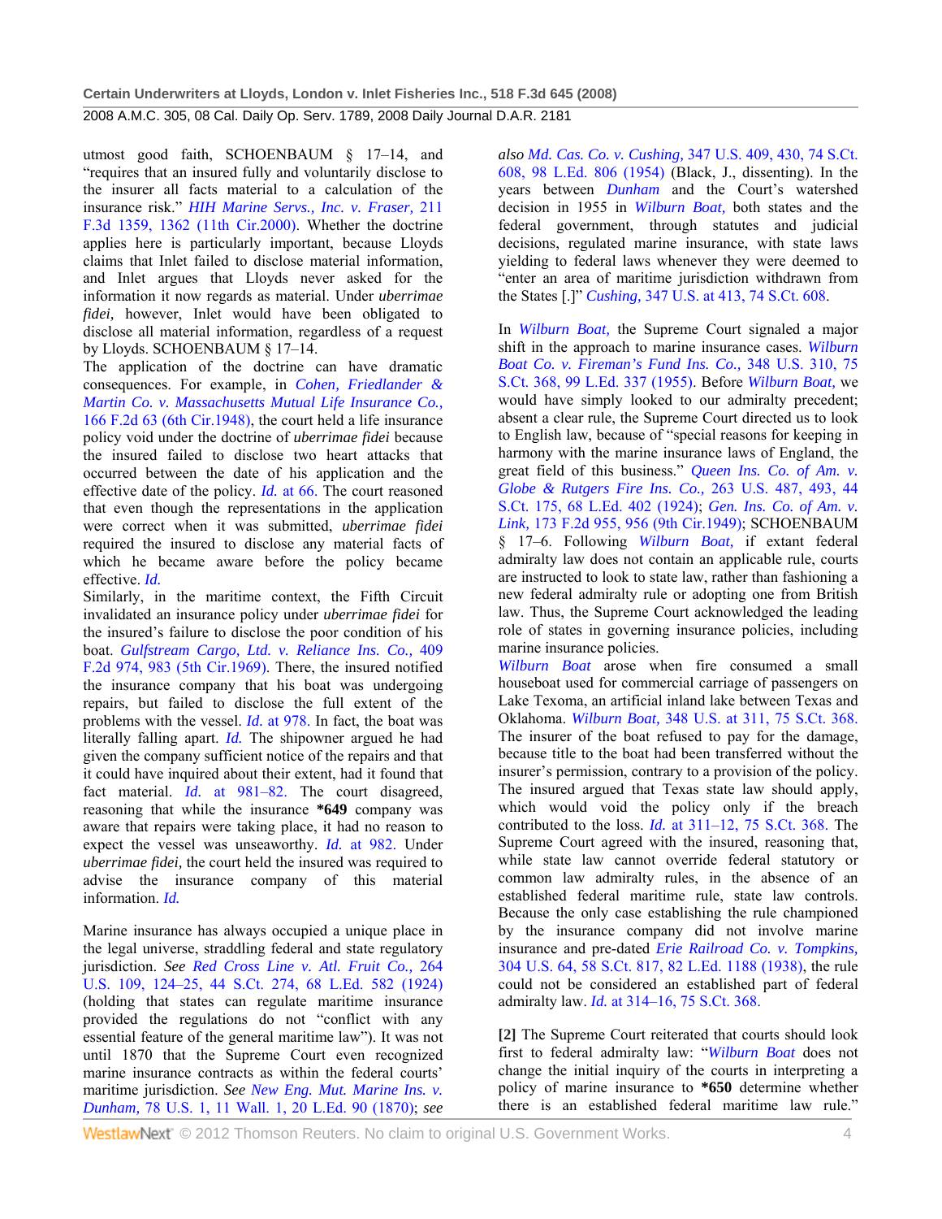utmost good faith, SCHOENBAUM § 17–14, and "requires that an insured fully and voluntarily disclose to the insurer all facts material to a calculation of the insurance risk." *HIH Marine Servs., Inc. v. Fraser,* 211 F.3d 1359, 1362 (11th Cir.2000). Whether the doctrine applies here is particularly important, because Lloyds claims that Inlet failed to disclose material information, and Inlet argues that Lloyds never asked for the information it now regards as material. Under *uberrimae fidei,* however, Inlet would have been obligated to disclose all material information, regardless of a request by Lloyds. SCHOENBAUM § 17–14.

The application of the doctrine can have dramatic consequences. For example, in *Cohen, Friedlander & Martin Co. v. Massachusetts Mutual Life Insurance Co.,* 166 F.2d 63 (6th Cir.1948), the court held a life insurance policy void under the doctrine of *uberrimae fidei* because the insured failed to disclose two heart attacks that occurred between the date of his application and the effective date of the policy. *Id.* at 66. The court reasoned that even though the representations in the application were correct when it was submitted, *uberrimae fidei* required the insured to disclose any material facts of which he became aware before the policy became effective. *Id.*

Similarly, in the maritime context, the Fifth Circuit invalidated an insurance policy under *uberrimae fidei* for the insured's failure to disclose the poor condition of his boat. *Gulfstream Cargo, Ltd. v. Reliance Ins. Co.,* 409 F.2d 974, 983 (5th Cir.1969). There, the insured notified the insurance company that his boat was undergoing repairs, but failed to disclose the full extent of the problems with the vessel. *Id.* at 978. In fact, the boat was literally falling apart. *Id.* The shipowner argued he had given the company sufficient notice of the repairs and that it could have inquired about their extent, had it found that fact material. *Id.* at 981–82. The court disagreed, reasoning that while the insurance **\*649** company was aware that repairs were taking place, it had no reason to expect the vessel was unseaworthy. *Id.* at 982. Under *uberrimae fidei,* the court held the insured was required to advise the insurance company of this material information. *Id.*

Marine insurance has always occupied a unique place in the legal universe, straddling federal and state regulatory jurisdiction. *See Red Cross Line v. Atl. Fruit Co.,* 264 U.S. 109, 124–25, 44 S.Ct. 274, 68 L.Ed. 582 (1924) (holding that states can regulate maritime insurance provided the regulations do not "conflict with any essential feature of the general maritime law"). It was not until 1870 that the Supreme Court even recognized marine insurance contracts as within the federal courts' maritime jurisdiction. *See New Eng. Mut. Marine Ins. v. Dunham,* 78 U.S. 1, 11 Wall. 1, 20 L.Ed. 90 (1870); *see also Md. Cas. Co. v. Cushing,* 347 U.S. 409, 430, 74 S.Ct. 608, 98 L.Ed. 806 (1954) (Black, J., dissenting). In the years between *Dunham* and the Court's watershed decision in 1955 in *Wilburn Boat,* both states and the federal government, through statutes and judicial decisions, regulated marine insurance, with state laws yielding to federal laws whenever they were deemed to "enter an area of maritime jurisdiction withdrawn from the States [.]" *Cushing,* 347 U.S. at 413, 74 S.Ct. 608.

In *Wilburn Boat,* the Supreme Court signaled a major shift in the approach to marine insurance cases. *Wilburn Boat Co. v. Fireman's Fund Ins. Co.,* 348 U.S. 310, 75 S.Ct. 368, 99 L.Ed. 337 (1955). Before *Wilburn Boat,* we would have simply looked to our admiralty precedent; absent a clear rule, the Supreme Court directed us to look to English law, because of "special reasons for keeping in harmony with the marine insurance laws of England, the great field of this business." *Queen Ins. Co. of Am. v. Globe & Rutgers Fire Ins. Co.,* 263 U.S. 487, 493, 44 S.Ct. 175, 68 L.Ed. 402 (1924); *Gen. Ins. Co. of Am. v. Link,* 173 F.2d 955, 956 (9th Cir.1949); SCHOENBAUM § 17–6. Following *Wilburn Boat,* if extant federal admiralty law does not contain an applicable rule, courts are instructed to look to state law, rather than fashioning a new federal admiralty rule or adopting one from British law. Thus, the Supreme Court acknowledged the leading role of states in governing insurance policies, including marine insurance policies.

*Wilburn Boat* arose when fire consumed a small houseboat used for commercial carriage of passengers on Lake Texoma, an artificial inland lake between Texas and Oklahoma. *Wilburn Boat,* 348 U.S. at 311, 75 S.Ct. 368. The insurer of the boat refused to pay for the damage, because title to the boat had been transferred without the insurer's permission, contrary to a provision of the policy. The insured argued that Texas state law should apply, which would void the policy only if the breach contributed to the loss. *Id.* at 311–12, 75 S.Ct. 368. The Supreme Court agreed with the insured, reasoning that, while state law cannot override federal statutory or common law admiralty rules, in the absence of an established federal maritime rule, state law controls. Because the only case establishing the rule championed by the insurance company did not involve marine insurance and pre-dated *Erie Railroad Co. v. Tompkins,* 304 U.S. 64, 58 S.Ct. 817, 82 L.Ed. 1188 (1938), the rule could not be considered an established part of federal admiralty law. *Id.* at 314–16, 75 S.Ct. 368.

**[2]** The Supreme Court reiterated that courts should look first to federal admiralty law: "*Wilburn Boat* does not change the initial inquiry of the courts in interpreting a policy of marine insurance to **\*650** determine whether there is an established federal maritime law rule."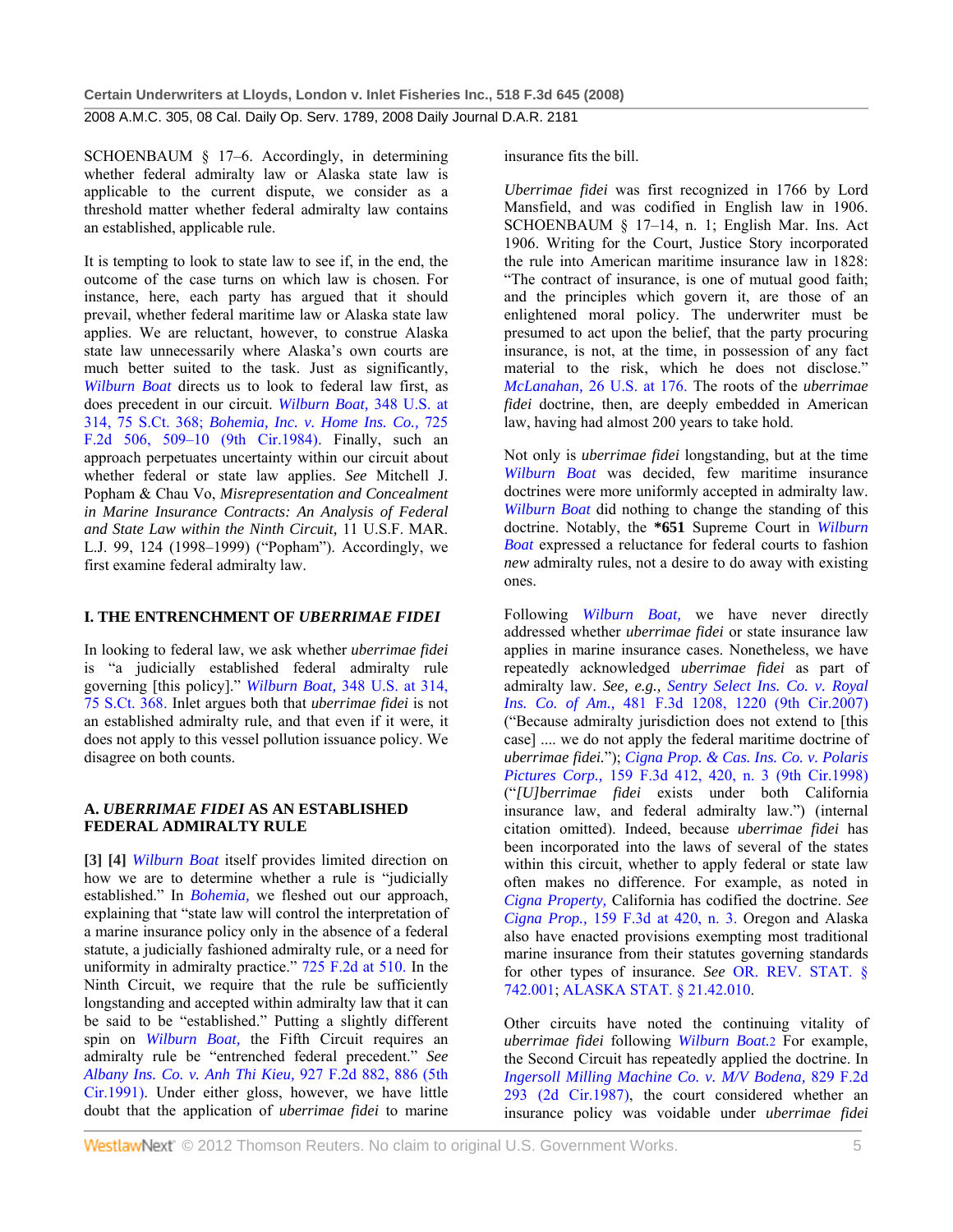SCHOENBAUM § 17–6. Accordingly, in determining whether federal admiralty law or Alaska state law is applicable to the current dispute, we consider as a threshold matter whether federal admiralty law contains an established, applicable rule.

It is tempting to look to state law to see if, in the end, the outcome of the case turns on which law is chosen. For instance, here, each party has argued that it should prevail, whether federal maritime law or Alaska state law applies. We are reluctant, however, to construe Alaska state law unnecessarily where Alaska's own courts are much better suited to the task. Just as significantly, *Wilburn Boat* directs us to look to federal law first, as does precedent in our circuit. *Wilburn Boat,* 348 U.S. at 314, 75 S.Ct. 368; *Bohemia, Inc. v. Home Ins. Co.,* 725 F.2d 506, 509–10 (9th Cir.1984). Finally, such an approach perpetuates uncertainty within our circuit about whether federal or state law applies. *See* Mitchell J. Popham & Chau Vo, *Misrepresentation and Concealment in Marine Insurance Contracts: An Analysis of Federal and State Law within the Ninth Circuit,* 11 U.S.F. MAR. L.J. 99, 124 (1998–1999) ("Popham"). Accordingly, we first examine federal admiralty law.

## I. THE ENTRENCHMENT OF *UBERRIMAE FIDEI*

In looking to federal law, we ask whether *uberrimae fidei* is "a judicially established federal admiralty rule governing [this policy]." *Wilburn Boat,* 348 U.S. at 314, 75 S.Ct. 368. Inlet argues both that *uberrimae fidei* is not an established admiralty rule, and that even if it were, it does not apply to this vessel pollution issuance policy. We disagree on both counts.

### A. *UBERRIMAE FIDEI* AS AN ESTABLISHED FEDERAL ADMIRALTY RULE

**[3] [4]** *Wilburn Boat* itself provides limited direction on how we are to determine whether a rule is "judicially established." In *Bohemia,* we fleshed out our approach, explaining that "state law will control the interpretation of a marine insurance policy only in the absence of a federal statute, a judicially fashioned admiralty rule, or a need for uniformity in admiralty practice." 725 F.2d at 510. In the Ninth Circuit, we require that the rule be sufficiently longstanding and accepted within admiralty law that it can be said to be "established." Putting a slightly different spin on *Wilburn Boat,* the Fifth Circuit requires an admiralty rule be "entrenched federal precedent." *See Albany Ins. Co. v. Anh Thi Kieu,* 927 F.2d 882, 886 (5th Cir.1991). Under either gloss, however, we have little doubt that the application of *uberrimae fidei* to marine insurance fits the bill.

*Uberrimae fidei* was first recognized in 1766 by Lord Mansfield, and was codified in English law in 1906. SCHOENBAUM § 17–14, n. 1; English Mar. Ins. Act 1906. Writing for the Court, Justice Story incorporated the rule into American maritime insurance law in 1828: "The contract of insurance, is one of mutual good faith; and the principles which govern it, are those of an enlightened moral policy. The underwriter must be presumed to act upon the belief, that the party procuring insurance, is not, at the time, in possession of any fact material to the risk, which he does not disclose." *McLanahan,* 26 U.S. at 176. The roots of the *uberrimae fidei* doctrine, then, are deeply embedded in American law, having had almost 200 years to take hold.

Not only is *uberrimae fidei* longstanding, but at the time *Wilburn Boat* was decided, few maritime insurance doctrines were more uniformly accepted in admiralty law. *Wilburn Boat* did nothing to change the standing of this doctrine. Notably, the **\*651** Supreme Court in *Wilburn Boat* expressed a reluctance for federal courts to fashion *new* admiralty rules, not a desire to do away with existing ones.

Following *Wilburn Boat,* we have never directly addressed whether *uberrimae fidei* or state insurance law applies in marine insurance cases. Nonetheless, we have repeatedly acknowledged *uberrimae fidei* as part of admiralty law. *See, e.g., Sentry Select Ins. Co. v. Royal Ins. Co. of Am.,* 481 F.3d 1208, 1220 (9th Cir.2007) ("Because admiralty jurisdiction does not extend to [this case] .... we do not apply the federal maritime doctrine of *uberrimae fidei.*"); *Cigna Prop. & Cas. Ins. Co. v. Polaris Pictures Corp.,* 159 F.3d 412, 420, n. 3 (9th Cir.1998) ("*[U]berrimae fidei* exists under both California insurance law, and federal admiralty law.") (internal citation omitted). Indeed, because *uberrimae fidei* has been incorporated into the laws of several of the states within this circuit, whether to apply federal or state law often makes no difference. For example, as noted in *Cigna Property,* California has codified the doctrine. *See Cigna Prop.,* 159 F.3d at 420, n. 3. Oregon and Alaska also have enacted provisions exempting most traditional marine insurance from their statutes governing standards for other types of insurance. *See* OR. REV. STAT. § 742.001; ALASKA STAT. § 21.42.010.

Other circuits have noted the continuing vitality of *uberrimae fidei* following *Wilburn Boat.*[2] For example, the Second Circuit has repeatedly applied the doctrine. In *Ingersoll Milling Machine Co. v. M/V Bodena,* 829 F.2d 293 (2d Cir.1987), the court considered whether an insurance policy was voidable under *uberrimae fidei*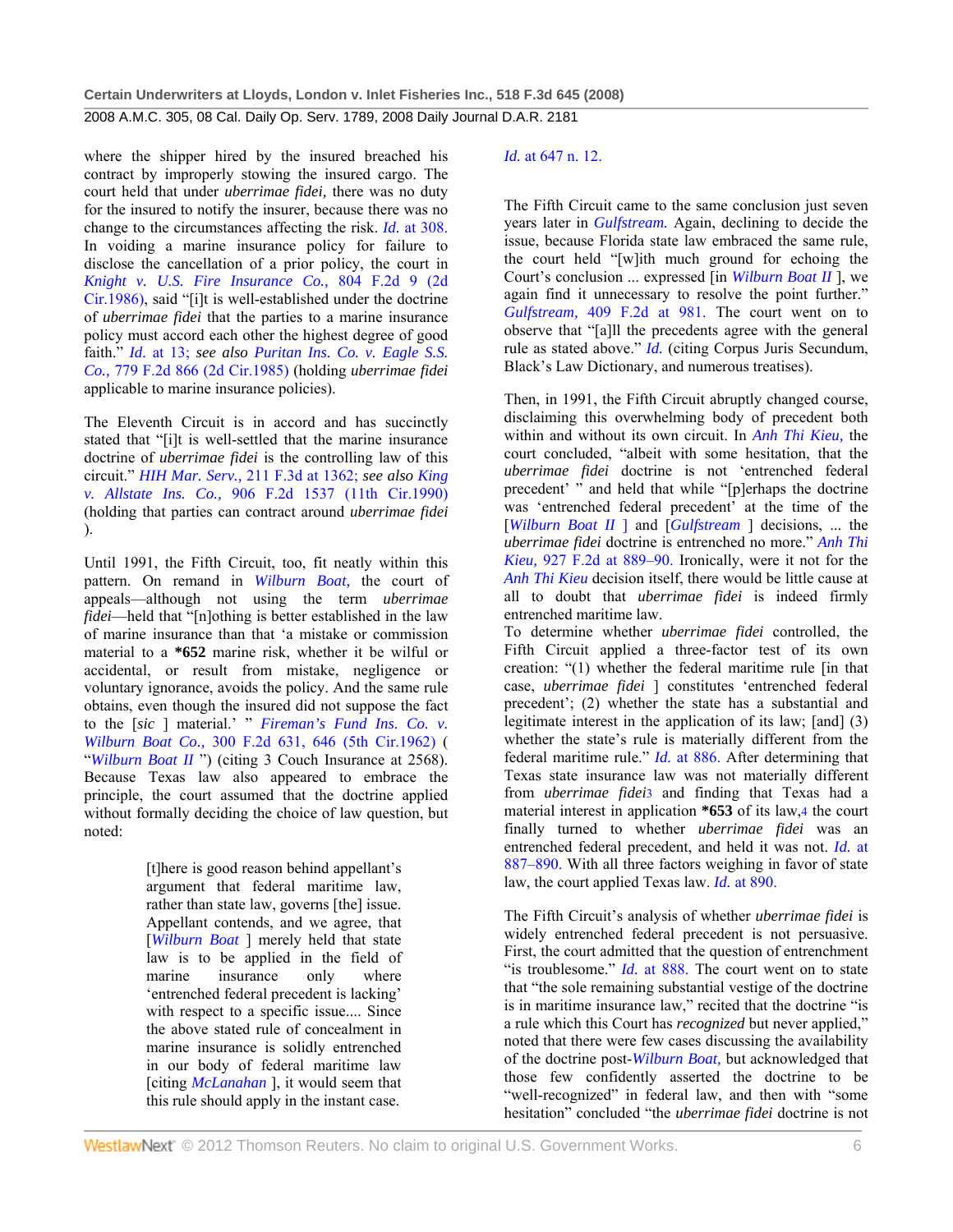where the shipper hired by the insured breached his contract by improperly stowing the insured cargo. The court held that under *uberrimae fidei,* there was no duty for the insured to notify the insurer, because there was no change to the circumstances affecting the risk. *Id.* at 308. In voiding a marine insurance policy for failure to disclose the cancellation of a prior policy, the court in *Knight v. U.S. Fire Insurance Co.,* 804 F.2d 9 (2d Cir.1986), said "[i]t is well-established under the doctrine of *uberrimae fidei* that the parties to a marine insurance policy must accord each other the highest degree of good faith." *Id.* at 13; *see also Puritan Ins. Co. v. Eagle S.S. Co.,* 779 F.2d 866 (2d Cir.1985) (holding *uberrimae fidei* applicable to marine insurance policies).

The Eleventh Circuit is in accord and has succinctly stated that "[i]t is well-settled that the marine insurance doctrine of *uberrimae fidei* is the controlling law of this circuit." *HIH Mar. Serv.,* 211 F.3d at 1362; *see also King v. Allstate Ins. Co.,* 906 F.2d 1537 (11th Cir.1990) (holding that parties can contract around *uberrimae fidei* ).

Until 1991, the Fifth Circuit, too, fit neatly within this pattern. On remand in *Wilburn Boat,* the court of appeals—although not using the term *uberrimae fidei*—held that "[n]othing is better established in the law of marine insurance than that 'a mistake or commission material to a **\*652** marine risk, whether it be wilful or accidental, or result from mistake, negligence or voluntary ignorance, avoids the policy. And the same rule obtains, even though the insured did not suppose the fact to the [*sic* ] material.' " *Fireman's Fund Ins. Co. v. Wilburn Boat Co.,* 300 F.2d 631, 646 (5th Cir.1962) ( "*Wilburn Boat II* ") (citing 3 Couch Insurance at 2568). Because Texas law also appeared to embrace the principle, the court assumed that the doctrine applied without formally deciding the choice of law question, but noted:

> [t]here is good reason behind appellant's argument that federal maritime law, rather than state law, governs [the] issue. Appellant contends, and we agree, that [*Wilburn Boat* ] merely held that state law is to be applied in the field of marine insurance only where 'entrenched federal precedent is lacking' with respect to a specific issue.... Since the above stated rule of concealment in marine insurance is solidly entrenched in our body of federal maritime law [citing *McLanahan* ], it would seem that this rule should apply in the instant case.

*Id.* at 647 n. 12.

The Fifth Circuit came to the same conclusion just seven years later in *Gulfstream.* Again, declining to decide the issue, because Florida state law embraced the same rule, the court held "[w]ith much ground for echoing the Court's conclusion ... expressed [in *Wilburn Boat II* ], we again find it unnecessary to resolve the point further." *Gulfstream,* 409 F.2d at 981. The court went on to observe that "[a]ll the precedents agree with the general rule as stated above." *Id.* (citing Corpus Juris Secundum, Black's Law Dictionary, and numerous treatises).

Then, in 1991, the Fifth Circuit abruptly changed course, disclaiming this overwhelming body of precedent both within and without its own circuit. In *Anh Thi Kieu,* the court concluded, "albeit with some hesitation, that the *uberrimae fidei* doctrine is not 'entrenched federal precedent' " and held that while "[p]erhaps the doctrine was 'entrenched federal precedent' at the time of the [*Wilburn Boat II* ] and [*Gulfstream* ] decisions, ... the *uberrimae fidei* doctrine is entrenched no more." *Anh Thi Kieu,* 927 F.2d at 889–90. Ironically, were it not for the *Anh Thi Kieu* decision itself, there would be little cause at all to doubt that *uberrimae fidei* is indeed firmly entrenched maritime law.
To determine whether *uberrimae fidei* controlled, the Fifth Circuit applied a three-factor test of its own creation: "(1) whether the federal maritime rule [in that case, *uberrimae fidei* ] constitutes 'entrenched federal precedent'; (2) whether the state has a substantial and legitimate interest in the application of its law; [and] (3) whether the state's rule is materially different from the federal maritime rule." *Id.* at 886. After determining that Texas state insurance law was not materially different from *uberrimae fidei*[3] and finding that Texas had a material interest in application **\*653** of its law,[4] the court finally turned to whether *uberrimae fidei* was an entrenched federal precedent, and held it was not. *Id.* at 887–890. With all three factors weighing in favor of state law, the court applied Texas law. *Id.* at 890.

The Fifth Circuit's analysis of whether *uberrimae fidei* is widely entrenched federal precedent is not persuasive. First, the court admitted that the question of entrenchment "is troublesome." *Id.* at 888. The court went on to state that "the sole remaining substantial vestige of the doctrine is in maritime insurance law," recited that the doctrine "is a rule which this Court has *recognized* but never applied," noted that there were few cases discussing the availability of the doctrine post-*Wilburn Boat,* but acknowledged that those few confidently asserted the doctrine to be "well-recognized" in federal law, and then with "some hesitation" concluded "the *uberrimae fidei* doctrine is not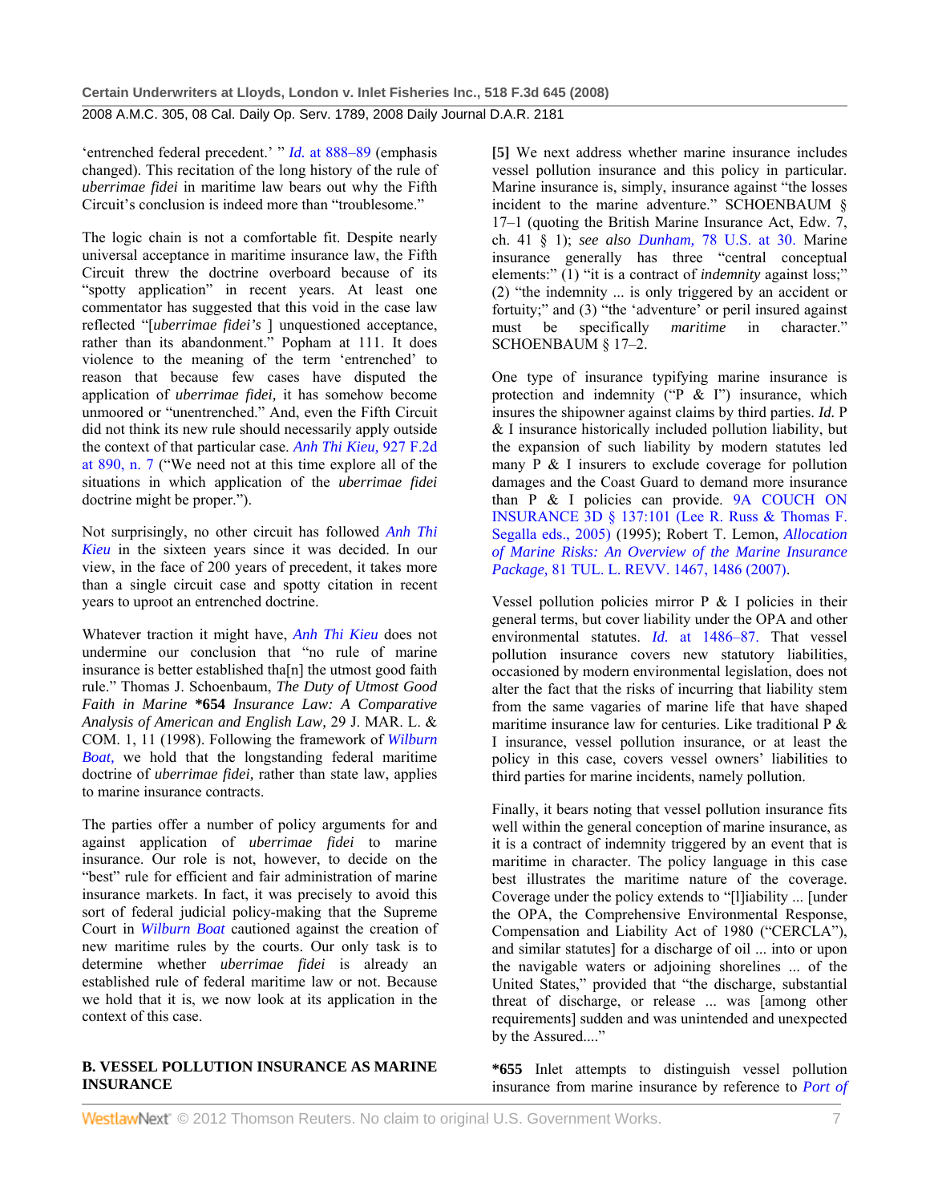'entrenched federal precedent.' " *Id.* at 888–89 (emphasis changed). This recitation of the long history of the rule of *uberrimae fidei* in maritime law bears out why the Fifth Circuit's conclusion is indeed more than "troublesome."

The logic chain is not a comfortable fit. Despite nearly universal acceptance in maritime insurance law, the Fifth Circuit threw the doctrine overboard because of its "spotty application" in recent years. At least one commentator has suggested that this void in the case law reflected "[*uberrimae fidei's* ] unquestioned acceptance, rather than its abandonment." Popham at 111. It does violence to the meaning of the term 'entrenched' to reason that because few cases have disputed the application of *uberrimae fidei,* it has somehow become unmoored or "unentrenched." And, even the Fifth Circuit did not think its new rule should necessarily apply outside the context of that particular case. *Anh Thi Kieu,* 927 F.2d at 890, n. 7 ("We need not at this time explore all of the situations in which application of the *uberrimae fidei* doctrine might be proper.").

Not surprisingly, no other circuit has followed *Anh Thi Kieu* in the sixteen years since it was decided. In our view, in the face of 200 years of precedent, it takes more than a single circuit case and spotty citation in recent years to uproot an entrenched doctrine.

Whatever traction it might have, *Anh Thi Kieu* does not undermine our conclusion that "no rule of marine insurance is better established tha[n] the utmost good faith rule." Thomas J. Schoenbaum, *The Duty of Utmost Good Faith in Marine* **\*654** *Insurance Law: A Comparative Analysis of American and English Law,* 29 J. MAR. L. & COM. 1, 11 (1998). Following the framework of *Wilburn Boat,* we hold that the longstanding federal maritime doctrine of *uberrimae fidei,* rather than state law, applies to marine insurance contracts.

The parties offer a number of policy arguments for and against application of *uberrimae fidei* to marine insurance. Our role is not, however, to decide on the "best" rule for efficient and fair administration of marine insurance markets. In fact, it was precisely to avoid this sort of federal judicial policy-making that the Supreme Court in *Wilburn Boat* cautioned against the creation of new maritime rules by the courts. Our only task is to determine whether *uberrimae fidei* is already an established rule of federal maritime law or not. Because we hold that it is, we now look at its application in the context of this case.

## B. VESSEL POLLUTION INSURANCE AS MARINE INSURANCE

**[5]** We next address whether marine insurance includes vessel pollution insurance and this policy in particular. Marine insurance is, simply, insurance against "the losses incident to the marine adventure." SCHOENBAUM § 17–1 (quoting the British Marine Insurance Act, Edw. 7, ch. 41 § 1); *see also Dunham,* 78 U.S. at 30. Marine insurance generally has three "central conceptual elements:" (1) "it is a contract of *indemnity* against loss;" (2) "the indemnity ... is only triggered by an accident or fortuity;" and (3) "the 'adventure' or peril insured against must be specifically *maritime* in character." SCHOENBAUM § 17–2.

One type of insurance typifying marine insurance is protection and indemnity ("P & I") insurance, which insures the shipowner against claims by third parties. *Id.* P & I insurance historically included pollution liability, but the expansion of such liability by modern statutes led many P & I insurers to exclude coverage for pollution damages and the Coast Guard to demand more insurance than P & I policies can provide. 9A COUCH ON INSURANCE 3D § 137:101 (Lee R. Russ & Thomas F. Segalla eds., 2005) (1995); Robert T. Lemon, *Allocation of Marine Risks: An Overview of the Marine Insurance Package,* 81 TUL. L. REVV. 1467, 1486 (2007).

Vessel pollution policies mirror P & I policies in their general terms, but cover liability under the OPA and other environmental statutes. *Id.* at 1486–87. That vessel pollution insurance covers new statutory liabilities, occasioned by modern environmental legislation, does not alter the fact that the risks of incurring that liability stem from the same vagaries of marine life that have shaped maritime insurance law for centuries. Like traditional P & I insurance, vessel pollution insurance, or at least the policy in this case, covers vessel owners' liabilities to third parties for marine incidents, namely pollution.

Finally, it bears noting that vessel pollution insurance fits well within the general conception of marine insurance, as it is a contract of indemnity triggered by an event that is maritime in character. The policy language in this case best illustrates the maritime nature of the coverage. Coverage under the policy extends to "[l]iability ... [under the OPA, the Comprehensive Environmental Response, Compensation and Liability Act of 1980 ("CERCLA"), and similar statutes] for a discharge of oil ... into or upon the navigable waters or adjoining shorelines ... of the United States," provided that "the discharge, substantial threat of discharge, or release ... was [among other requirements] sudden and was unintended and unexpected by the Assured...."

**\*655** Inlet attempts to distinguish vessel pollution insurance from marine insurance by reference to *Port of*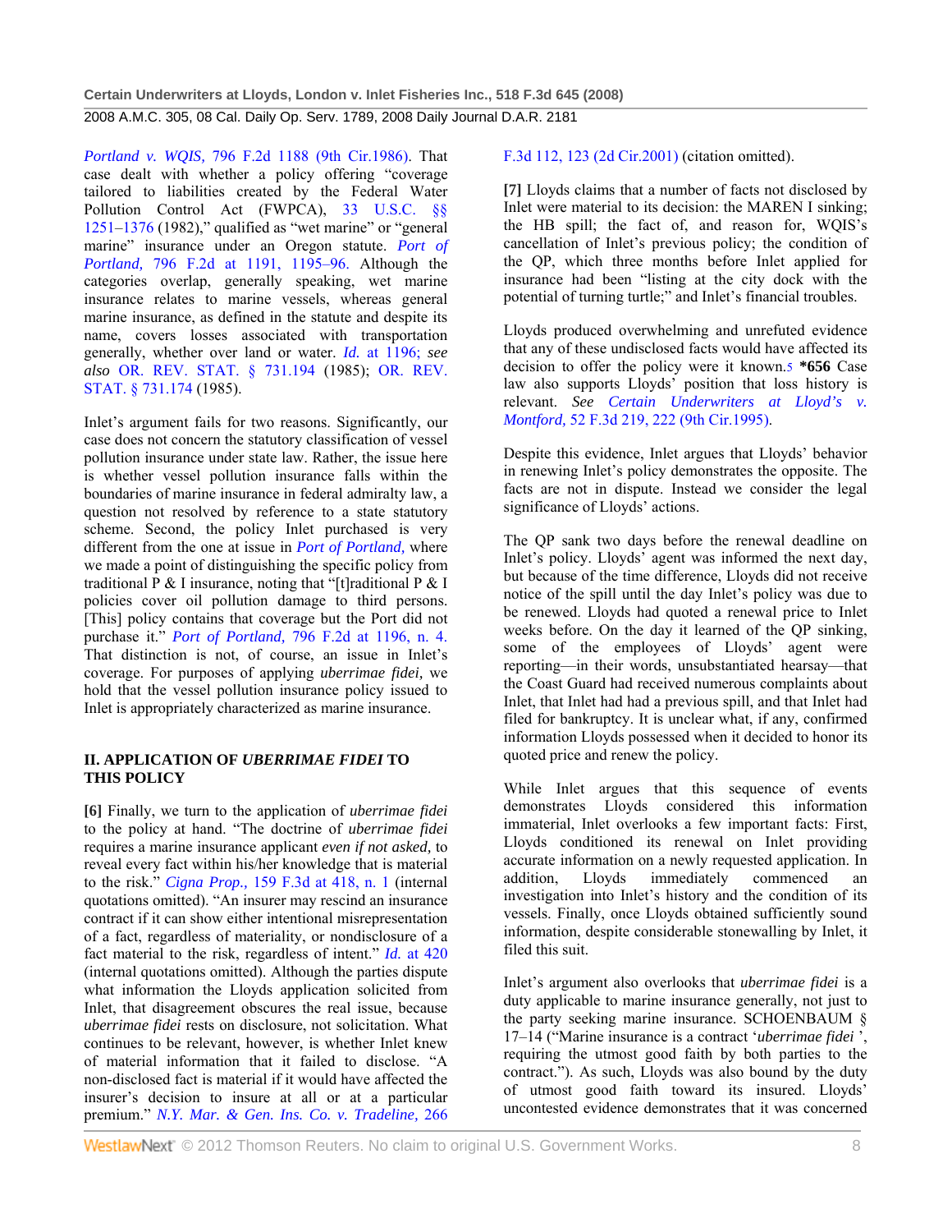*Portland v. WQIS,* 796 F.2d 1188 (9th Cir.1986). That case dealt with whether a policy offering "coverage tailored to liabilities created by the Federal Water Pollution Control Act (FWPCA), 33 U.S.C. §§ 1251–1376 (1982)," qualified as "wet marine" or "general marine" insurance under an Oregon statute. *Port of Portland,* 796 F.2d at 1191, 1195–96. Although the categories overlap, generally speaking, wet marine insurance relates to marine vessels, whereas general marine insurance, as defined in the statute and despite its name, covers losses associated with transportation generally, whether over land or water. *Id.* at 1196; *see also* OR. REV. STAT. § 731.194 (1985); OR. REV. STAT. § 731.174 (1985).

Inlet's argument fails for two reasons. Significantly, our case does not concern the statutory classification of vessel pollution insurance under state law. Rather, the issue here is whether vessel pollution insurance falls within the boundaries of marine insurance in federal admiralty law, a question not resolved by reference to a state statutory scheme. Second, the policy Inlet purchased is very different from the one at issue in *Port of Portland,* where we made a point of distinguishing the specific policy from traditional P & I insurance, noting that "[t]raditional P & I policies cover oil pollution damage to third persons. [This] policy contains that coverage but the Port did not purchase it." *Port of Portland,* 796 F.2d at 1196, n. 4. That distinction is not, of course, an issue in Inlet's coverage. For purposes of applying *uberrimae fidei,* we hold that the vessel pollution insurance policy issued to Inlet is appropriately characterized as marine insurance.

## II. APPLICATION OF *UBERRIMAE FIDEI* TO THIS POLICY

**[6]** Finally, we turn to the application of *uberrimae fidei* to the policy at hand. "The doctrine of *uberrimae fidei* requires a marine insurance applicant *even if not asked,* to reveal every fact within his/her knowledge that is material to the risk." *Cigna Prop.,* 159 F.3d at 418, n. 1 (internal quotations omitted). "An insurer may rescind an insurance contract if it can show either intentional misrepresentation of a fact, regardless of materiality, or nondisclosure of a fact material to the risk, regardless of intent." *Id.* at 420 (internal quotations omitted). Although the parties dispute what information the Lloyds application solicited from Inlet, that disagreement obscures the real issue, because *uberrimae fidei* rests on disclosure, not solicitation. What continues to be relevant, however, is whether Inlet knew of material information that it failed to disclose. "A non-disclosed fact is material if it would have affected the insurer's decision to insure at all or at a particular premium." *N.Y. Mar. & Gen. Ins. Co. v. Tradeline,* 266 F.3d 112, 123 (2d Cir.2001) (citation omitted).

**[7]** Lloyds claims that a number of facts not disclosed by Inlet were material to its decision: the MAREN I sinking; the HB spill; the fact of, and reason for, WQIS's cancellation of Inlet's previous policy; the condition of the QP, which three months before Inlet applied for insurance had been "listing at the city dock with the potential of turning turtle;" and Inlet's financial troubles.

Lloyds produced overwhelming and unrefuted evidence that any of these undisclosed facts would have affected its decision to offer the policy were it known.[5] **\*656** Case law also supports Lloyds' position that loss history is relevant. *See Certain Underwriters at Lloyd's v. Montford,* 52 F.3d 219, 222 (9th Cir.1995).

Despite this evidence, Inlet argues that Lloyds' behavior in renewing Inlet's policy demonstrates the opposite. The facts are not in dispute. Instead we consider the legal significance of Lloyds' actions.

The QP sank two days before the renewal deadline on Inlet's policy. Lloyds' agent was informed the next day, but because of the time difference, Lloyds did not receive notice of the spill until the day Inlet's policy was due to be renewed. Lloyds had quoted a renewal price to Inlet weeks before. On the day it learned of the QP sinking, some of the employees of Lloyds' agent were reporting—in their words, unsubstantiated hearsay—that the Coast Guard had received numerous complaints about Inlet, that Inlet had had a previous spill, and that Inlet had filed for bankruptcy. It is unclear what, if any, confirmed information Lloyds possessed when it decided to honor its quoted price and renew the policy.

While Inlet argues that this sequence of events demonstrates Lloyds considered this information immaterial, Inlet overlooks a few important facts: First, Lloyds conditioned its renewal on Inlet providing accurate information on a newly requested application. In addition, Lloyds immediately commenced an investigation into Inlet's history and the condition of its vessels. Finally, once Lloyds obtained sufficiently sound information, despite considerable stonewalling by Inlet, it filed this suit.

Inlet's argument also overlooks that *uberrimae fidei* is a duty applicable to marine insurance generally, not just to the party seeking marine insurance. SCHOENBAUM § 17–14 ("Marine insurance is a contract '*uberrimae fidei* ', requiring the utmost good faith by both parties to the contract."). As such, Lloyds was also bound by the duty of utmost good faith toward its insured. Lloyds' uncontested evidence demonstrates that it was concerned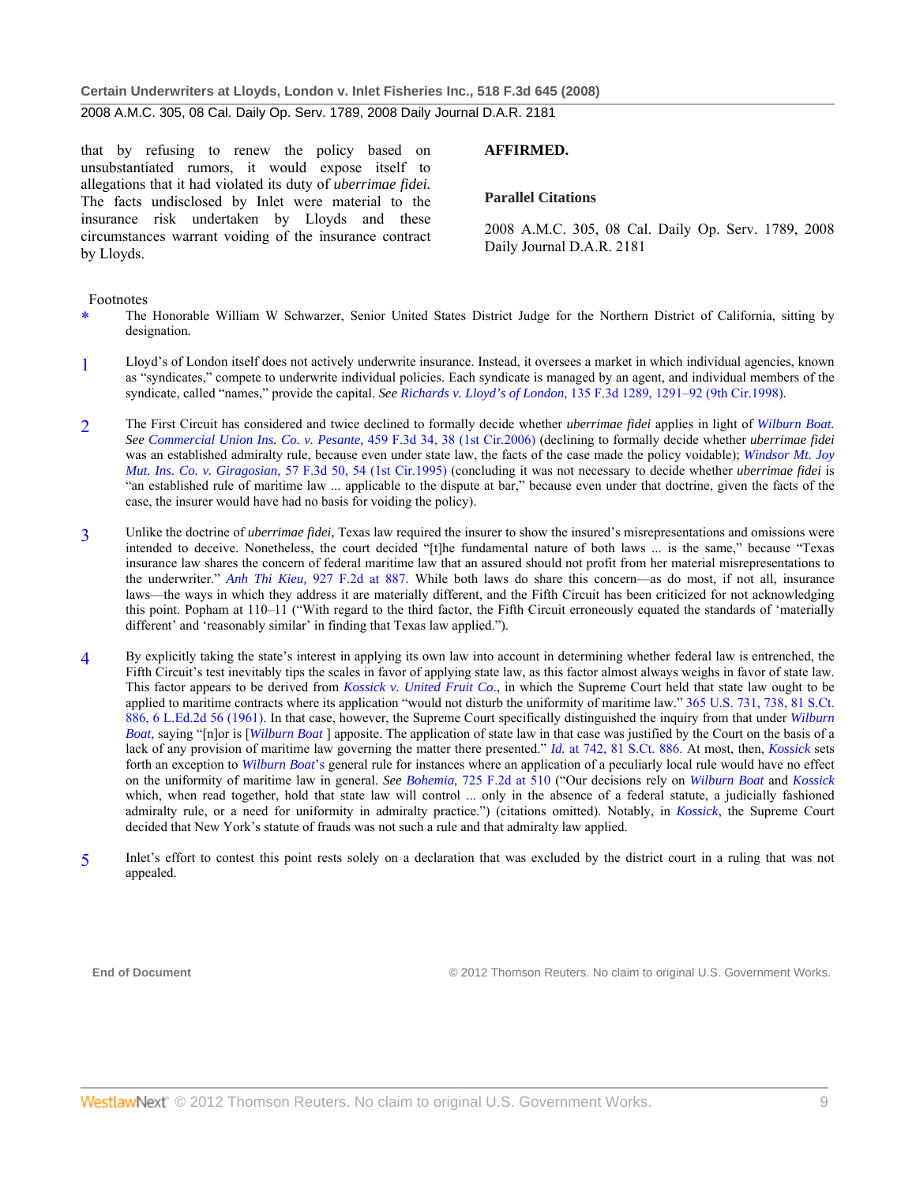that by refusing to renew the policy based on unsubstantiated rumors, it would expose itself to allegations that it had violated its duty of *uberrimae fidei.* The facts undisclosed by Inlet were material to the insurance risk undertaken by Lloyds and these circumstances warrant voiding of the insurance contract by Lloyds.

**AFFIRMED.**

**Parallel Citations**

2008 A.M.C. 305, 08 Cal. Daily Op. Serv. 1789, 2008 Daily Journal D.A.R. 2181

Footnotes

\* The Honorable William W Schwarzer, Senior United States District Judge for the Northern District of California, sitting by designation.

1 Lloyd's of London itself does not actively underwrite insurance. Instead, it oversees a market in which individual agencies, known as "syndicates," compete to underwrite individual policies. Each syndicate is managed by an agent, and individual members of the syndicate, called "names," provide the capital. *See Richards v. Lloyd's of London,* 135 F.3d 1289, 1291–92 (9th Cir.1998).

2 The First Circuit has considered and twice declined to formally decide whether *uberrimae fidei* applies in light of *Wilburn Boat. See Commercial Union Ins. Co. v. Pesante,* 459 F.3d 34, 38 (1st Cir.2006) (declining to formally decide whether *uberrimae fidei* was an established admiralty rule, because even under state law, the facts of the case made the policy voidable); *Windsor Mt. Joy Mut. Ins. Co. v. Giragosian,* 57 F.3d 50, 54 (1st Cir.1995) (concluding it was not necessary to decide whether *uberrimae fidei* is "an established rule of maritime law ... applicable to the dispute at bar," because even under that doctrine, given the facts of the case, the insurer would have had no basis for voiding the policy).

3 Unlike the doctrine of *uberrimae fidei,* Texas law required the insurer to show the insured's misrepresentations and omissions were intended to deceive. Nonetheless, the court decided "[t]he fundamental nature of both laws ... is the same," because "Texas insurance law shares the concern of federal maritime law that an assured should not profit from her material misrepresentations to the underwriter." *Anh Thi Kieu,* 927 F.2d at 887. While both laws do share this concern—as do most, if not all, insurance laws—the ways in which they address it are materially different, and the Fifth Circuit has been criticized for not acknowledging this point. Popham at 110–11 ("With regard to the third factor, the Fifth Circuit erroneously equated the standards of 'materially different' and 'reasonably similar' in finding that Texas law applied.").

4 By explicitly taking the state's interest in applying its own law into account in determining whether federal law is entrenched, the Fifth Circuit's test inevitably tips the scales in favor of applying state law, as this factor almost always weighs in favor of state law. This factor appears to be derived from *Kossick v. United Fruit Co.*, in which the Supreme Court held that state law ought to be applied to maritime contracts where its application "would not disturb the uniformity of maritime law." 365 U.S. 731, 738, 81 S.Ct. 886, 6 L.Ed.2d 56 (1961). In that case, however, the Supreme Court specifically distinguished the inquiry from that under *Wilburn Boat,* saying "[n]or is [*Wilburn Boat* ] apposite. The application of state law in that case was justified by the Court on the basis of a lack of any provision of maritime law governing the matter there presented." *Id.* at 742, 81 S.Ct. 886. At most, then, *Kossick* sets forth an exception to *Wilburn Boat*'s general rule for instances where an application of a peculiarly local rule would have no effect on the uniformity of maritime law in general. *See Bohemia,* 725 F.2d at 510 ("Our decisions rely on *Wilburn Boat* and *Kossick* which, when read together, hold that state law will control ... only in the absence of a federal statute, a judicially fashioned admiralty rule, or a need for uniformity in admiralty practice.") (citations omitted). Notably, in *Kossick*, the Supreme Court decided that New York's statute of frauds was not such a rule and that admiralty law applied.

5 Inlet's effort to contest this point rests solely on a declaration that was excluded by the district court in a ruling that was not appealed.

End of Document © 2012 Thomson Reuters. No claim to original U.S. Government Works.